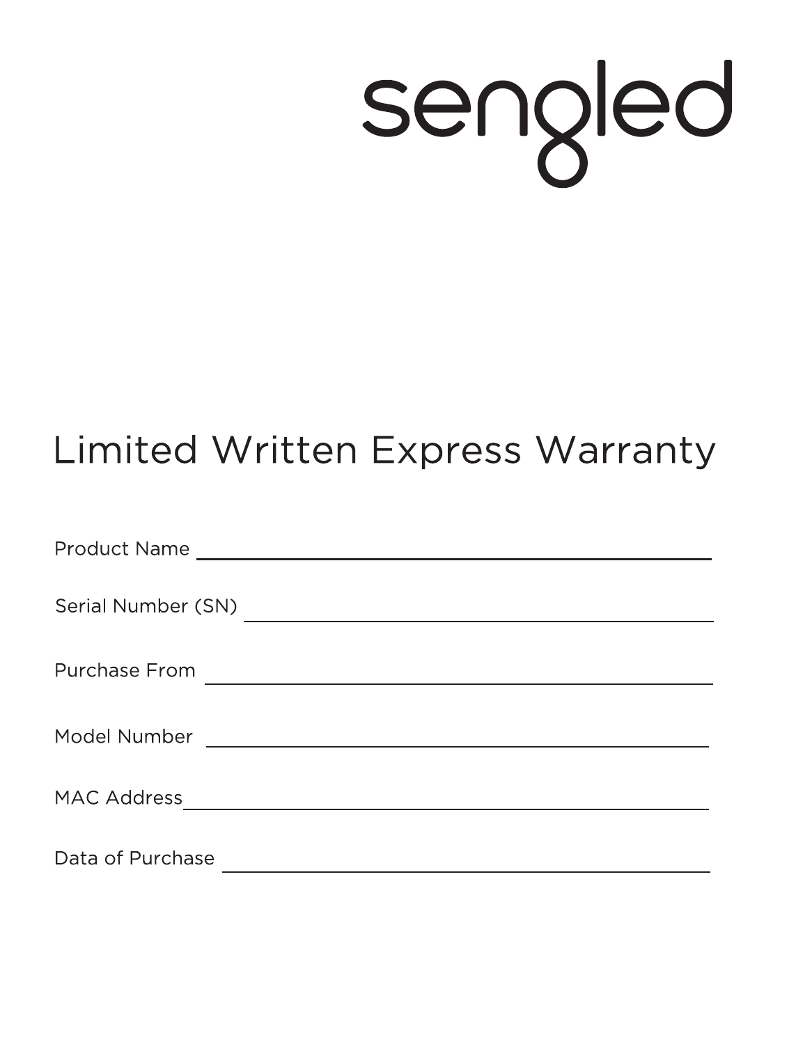sengled

# Limited Written Express Warranty

Product Name ______________________________

Serial Number (SN) ______________________________

Purchase From ______________________________

Model Number ______________________________

MAC Address ______________________________

Data of Purchase ______________________________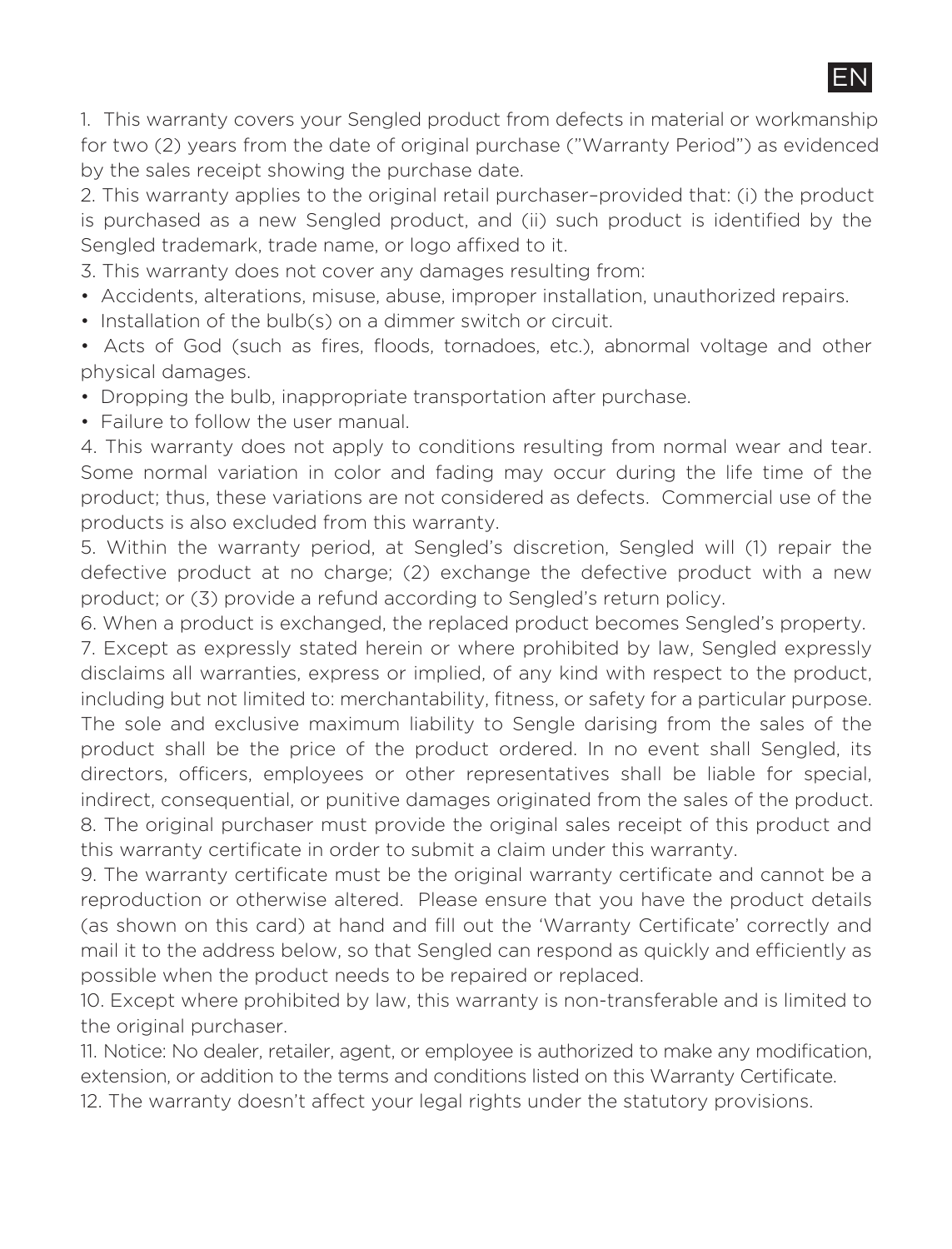EN

1. This warranty covers your Sengled product from defects in material or workmanship for two (2) years from the date of original purchase ("Warranty Period") as evidenced by the sales receipt showing the purchase date.

2. This warranty applies to the original retail purchaser–provided that: (i) the product is purchased as a new Sengled product, and (ii) such product is identified by the Sengled trademark, trade name, or logo affixed to it.

3. This warranty does not cover any damages resulting from:

- Accidents, alterations, misuse, abuse, improper installation, unauthorized repairs.
- Installation of the bulb(s) on a dimmer switch or circuit.
- Acts of God (such as fires, floods, tornadoes, etc.), abnormal voltage and other physical damages.
- Dropping the bulb, inappropriate transportation after purchase.
- Failure to follow the user manual.

4. This warranty does not apply to conditions resulting from normal wear and tear. Some normal variation in color and fading may occur during the life time of the product; thus, these variations are not considered as defects. Commercial use of the products is also excluded from this warranty.

5. Within the warranty period, at Sengled's discretion, Sengled will (1) repair the defective product at no charge; (2) exchange the defective product with a new product; or (3) provide a refund according to Sengled's return policy.

6. When a product is exchanged, the replaced product becomes Sengled's property.

7. Except as expressly stated herein or where prohibited by law, Sengled expressly disclaims all warranties, express or implied, of any kind with respect to the product, including but not limited to: merchantability, fitness, or safety for a particular purpose. The sole and exclusive maximum liability to Sengle darising from the sales of the product shall be the price of the product ordered. In no event shall Sengled, its directors, officers, employees or other representatives shall be liable for special, indirect, consequential, or punitive damages originated from the sales of the product.

8. The original purchaser must provide the original sales receipt of this product and this warranty certificate in order to submit a claim under this warranty.

9. The warranty certificate must be the original warranty certificate and cannot be a reproduction or otherwise altered. Please ensure that you have the product details (as shown on this card) at hand and fill out the 'Warranty Certificate' correctly and mail it to the address below, so that Sengled can respond as quickly and efficiently as possible when the product needs to be repaired or replaced.

10. Except where prohibited by law, this warranty is non-transferable and is limited to the original purchaser.

11. Notice: No dealer, retailer, agent, or employee is authorized to make any modification, extension, or addition to the terms and conditions listed on this Warranty Certificate.

12. The warranty doesn't affect your legal rights under the statutory provisions.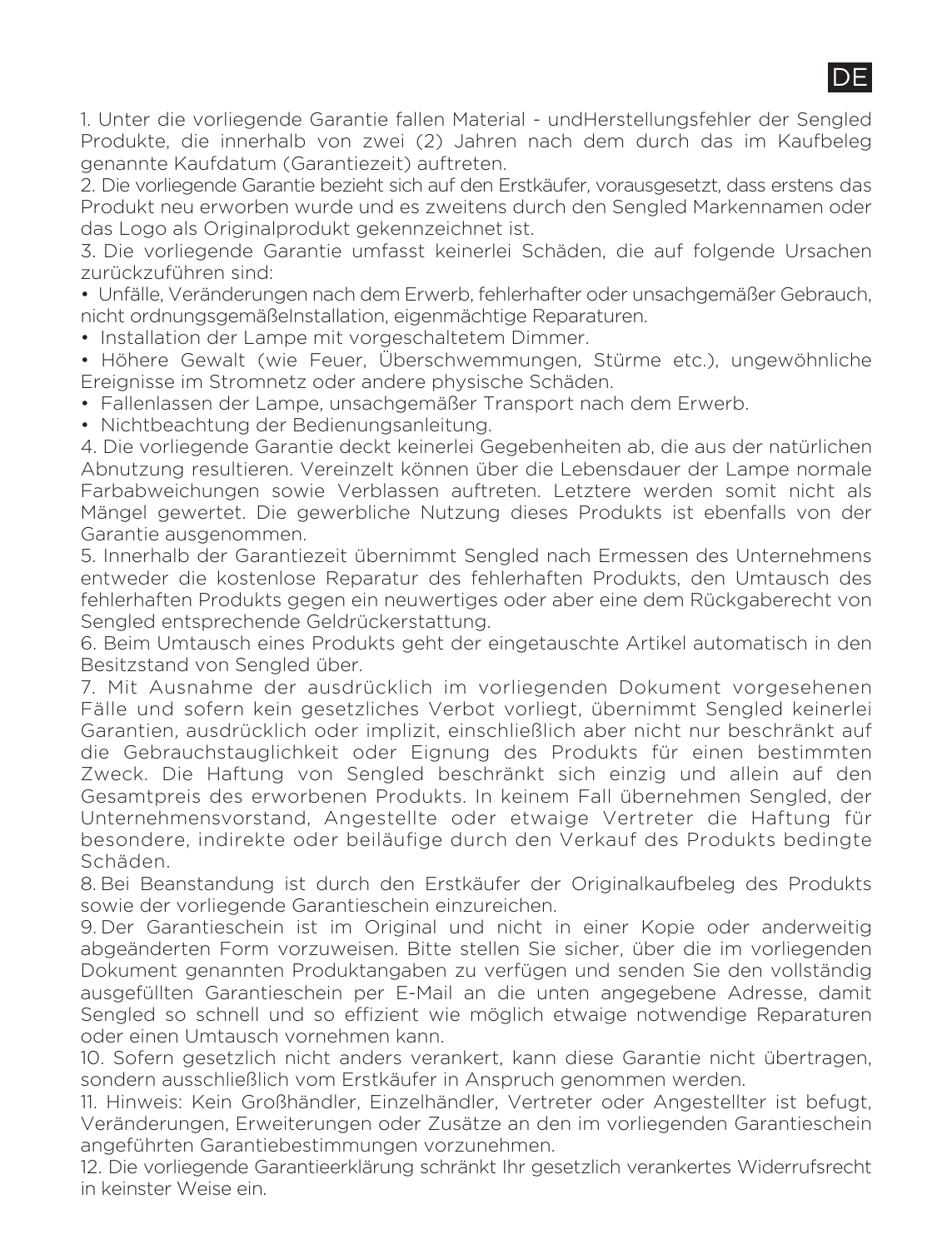DE

1. Unter die vorliegende Garantie fallen Material - undHerstellungsfehler der Sengled Produkte, die innerhalb von zwei (2) Jahren nach dem durch das im Kaufbeleg genannte Kaufdatum (Garantiezeit) auftreten.
2. Die vorliegende Garantie bezieht sich auf den Erstkäufer, vorausgesetzt, dass erstens das Produkt neu erworben wurde und es zweitens durch den Sengled Markennamen oder das Logo als Originalprodukt gekennzeichnet ist.
3. Die vorliegende Garantie umfasst keinerlei Schäden, die auf folgende Ursachen zurückzuführen sind:
• Unfälle, Veränderungen nach dem Erwerb, fehlerhafter oder unsachgemäßer Gebrauch, nicht ordnungsgemäßeInstallation, eigenmächtige Reparaturen.
• Installation der Lampe mit vorgeschaltetem Dimmer.
• Höhere Gewalt (wie Feuer, Überschwemmungen, Stürme etc.), ungewöhnliche Ereignisse im Stromnetz oder andere physische Schäden.
• Fallenlassen der Lampe, unsachgemäßer Transport nach dem Erwerb.
• Nichtbeachtung der Bedienungsanleitung.
4. Die vorliegende Garantie deckt keinerlei Gegebenheiten ab, die aus der natürlichen Abnutzung resultieren. Vereinzelt können über die Lebensdauer der Lampe normale Farbabweichungen sowie Verblassen auftreten. Letztere werden somit nicht als Mängel gewertet. Die gewerbliche Nutzung dieses Produkts ist ebenfalls von der Garantie ausgenommen.
5. Innerhalb der Garantiezeit übernimmt Sengled nach Ermessen des Unternehmens entweder die kostenlose Reparatur des fehlerhaften Produkts, den Umtausch des fehlerhaften Produkts gegen ein neuwertiges oder aber eine dem Rückgaberecht von Sengled entsprechende Geldrückerstattung.
6. Beim Umtausch eines Produkts geht der eingetauschte Artikel automatisch in den Besitzstand von Sengled über.
7. Mit Ausnahme der ausdrücklich im vorliegenden Dokument vorgesehenen Fälle und sofern kein gesetzliches Verbot vorliegt, übernimmt Sengled keinerlei Garantien, ausdrücklich oder implizit, einschließlich aber nicht nur beschränkt auf die Gebrauchstauglichkeit oder Eignung des Produkts für einen bestimmten Zweck. Die Haftung von Sengled beschränkt sich einzig und allein auf den Gesamtpreis des erworbenen Produkts. In keinem Fall übernehmen Sengled, der Unternehmensvorstand, Angestellte oder etwaige Vertreter die Haftung für besondere, indirekte oder beiläufige durch den Verkauf des Produkts bedingte Schäden.
8. Bei Beanstandung ist durch den Erstkäufer der Originalkaufbeleg des Produkts sowie der vorliegende Garantieschein einzureichen.
9. Der Garantieschein ist im Original und nicht in einer Kopie oder anderweitig abgeänderten Form vorzuweisen. Bitte stellen Sie sicher, über die im vorliegenden Dokument genannten Produktangaben zu verfügen und senden Sie den vollständig ausgefüllten Garantieschein per E-Mail an die unten angegebene Adresse, damit Sengled so schnell und so effizient wie möglich etwaige notwendige Reparaturen oder einen Umtausch vornehmen kann.
10. Sofern gesetzlich nicht anders verankert, kann diese Garantie nicht übertragen, sondern ausschließlich vom Erstkäufer in Anspruch genommen werden.
11. Hinweis: Kein Großhändler, Einzelhändler, Vertreter oder Angestellter ist befugt, Veränderungen, Erweiterungen oder Zusätze an den im vorliegenden Garantieschein angeführten Garantiebestimmungen vorzunehmen.
12. Die vorliegende Garantieerklärung schränkt Ihr gesetzlich verankertes Widerrufsrecht in keinster Weise ein.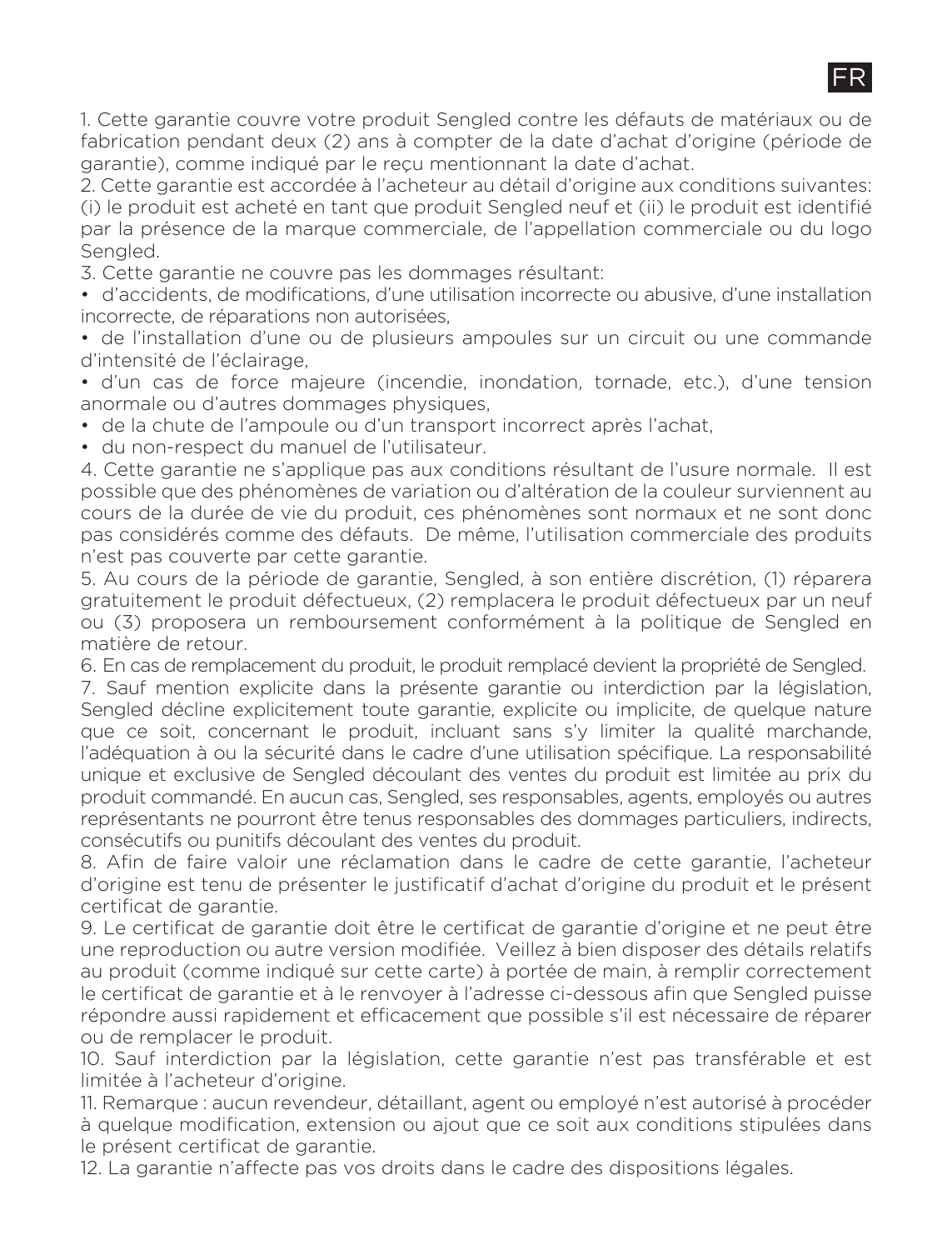FR

1. Cette garantie couvre votre produit Sengled contre les défauts de matériaux ou de fabrication pendant deux (2) ans à compter de la date d'achat d'origine (période de garantie), comme indiqué par le reçu mentionnant la date d'achat.

2. Cette garantie est accordée à l'acheteur au détail d'origine aux conditions suivantes: (i) le produit est acheté en tant que produit Sengled neuf et (ii) le produit est identifié par la présence de la marque commerciale, de l'appellation commerciale ou du logo Sengled.

3. Cette garantie ne couvre pas les dommages résultant:

- d'accidents, de modifications, d'une utilisation incorrecte ou abusive, d'une installation incorrecte, de réparations non autorisées,
- de l'installation d'une ou de plusieurs ampoules sur un circuit ou une commande d'intensité de l'éclairage,
- d'un cas de force majeure (incendie, inondation, tornade, etc.), d'une tension anormale ou d'autres dommages physiques,
- de la chute de l'ampoule ou d'un transport incorrect après l'achat,
- du non-respect du manuel de l'utilisateur.

4. Cette garantie ne s'applique pas aux conditions résultant de l'usure normale. Il est possible que des phénomènes de variation ou d'altération de la couleur surviennent au cours de la durée de vie du produit, ces phénomènes sont normaux et ne sont donc pas considérés comme des défauts. De même, l'utilisation commerciale des produits n'est pas couverte par cette garantie.

5. Au cours de la période de garantie, Sengled, à son entière discrétion, (1) réparera gratuitement le produit défectueux, (2) remplacera le produit défectueux par un neuf ou (3) proposera un remboursement conformément à la politique de Sengled en matière de retour.

6. En cas de remplacement du produit, le produit remplacé devient la propriété de Sengled.

7. Sauf mention explicite dans la présente garantie ou interdiction par la législation, Sengled décline explicitement toute garantie, explicite ou implicite, de quelque nature que ce soit, concernant le produit, incluant sans s'y limiter la qualité marchande, l'adéquation à ou la sécurité dans le cadre d'une utilisation spécifique. La responsabilité unique et exclusive de Sengled découlant des ventes du produit est limitée au prix du produit commandé. En aucun cas, Sengled, ses responsables, agents, employés ou autres représentants ne pourront être tenus responsables des dommages particuliers, indirects, consécutifs ou punitifs découlant des ventes du produit.

8. Afin de faire valoir une réclamation dans le cadre de cette garantie, l'acheteur d'origine est tenu de présenter le justificatif d'achat d'origine du produit et le présent certificat de garantie.

9. Le certificat de garantie doit être le certificat de garantie d'origine et ne peut être une reproduction ou autre version modifiée. Veillez à bien disposer des détails relatifs au produit (comme indiqué sur cette carte) à portée de main, à remplir correctement le certificat de garantie et à le renvoyer à l'adresse ci-dessous afin que Sengled puisse répondre aussi rapidement et efficacement que possible s'il est nécessaire de réparer ou de remplacer le produit.

10. Sauf interdiction par la législation, cette garantie n'est pas transférable et est limitée à l'acheteur d'origine.

11. Remarque : aucun revendeur, détaillant, agent ou employé n'est autorisé à procéder à quelque modification, extension ou ajout que ce soit aux conditions stipulées dans le présent certificat de garantie.

12. La garantie n'affecte pas vos droits dans le cadre des dispositions légales.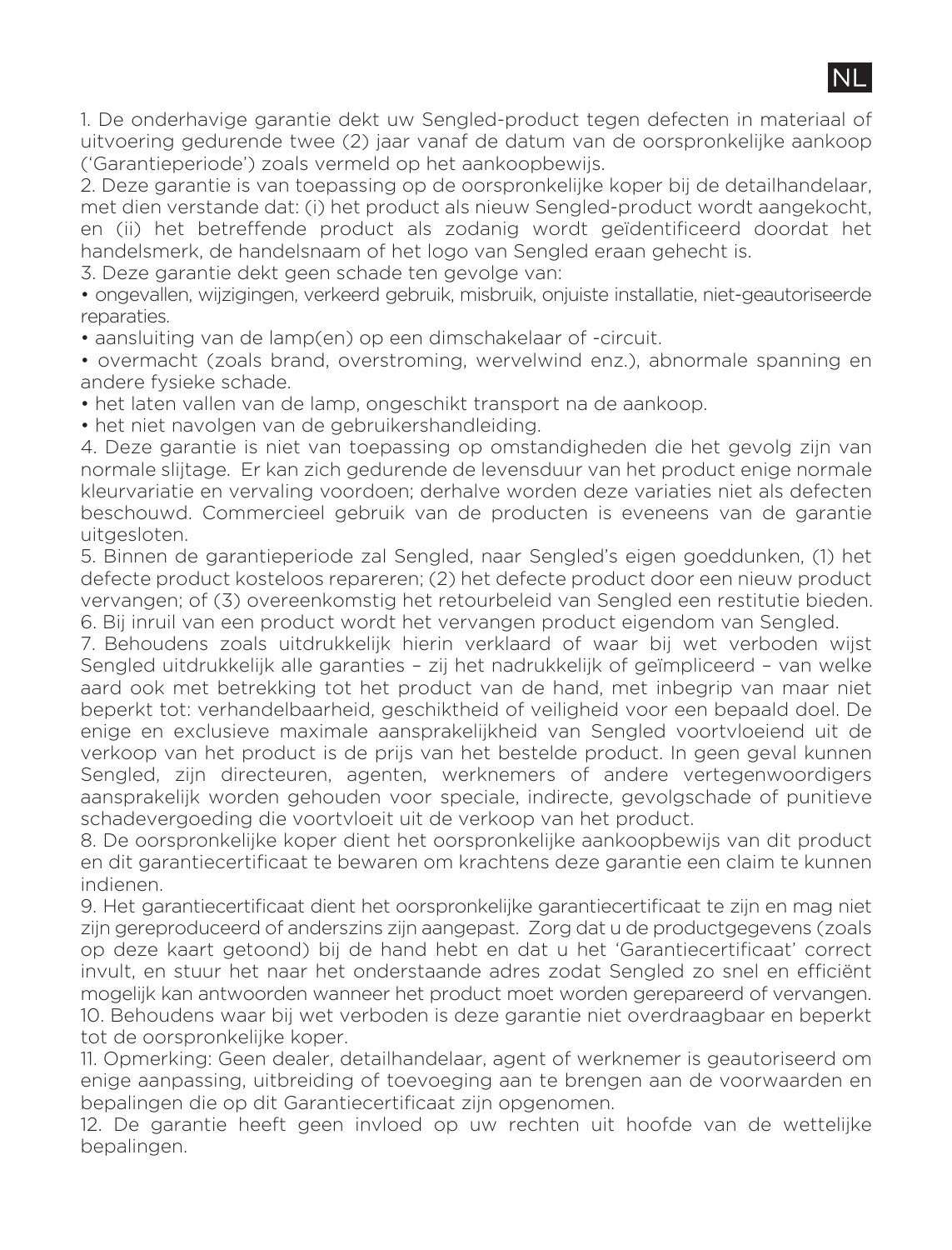NL

1. De onderhavige garantie dekt uw Sengled-product tegen defecten in materiaal of uitvoering gedurende twee (2) jaar vanaf de datum van de oorspronkelijke aankoop ('Garantieperiode') zoals vermeld op het aankoopbewijs.

2. Deze garantie is van toepassing op de oorspronkelijke koper bij de detailhandelaar, met dien verstande dat: (i) het product als nieuw Sengled-product wordt aangekocht, en (ii) het betreffende product als zodanig wordt geïdentificeerd doordat het handelsmerk, de handelsnaam of het logo van Sengled eraan gehecht is.

3. Deze garantie dekt geen schade ten gevolge van:

- ongevallen, wijzigingen, verkeerd gebruik, misbruik, onjuiste installatie, niet-geautoriseerde reparaties.
- aansluiting van de lamp(en) op een dimschakelaar of -circuit.
- overmacht (zoals brand, overstroming, wervelwind enz.), abnormale spanning en andere fysieke schade.
- het laten vallen van de lamp, ongeschikt transport na de aankoop.
- het niet navolgen van de gebruikershandleiding.

4. Deze garantie is niet van toepassing op omstandigheden die het gevolg zijn van normale slijtage. Er kan zich gedurende de levensduur van het product enige normale kleurvariatie en vervaling voordoen; derhalve worden deze variaties niet als defecten beschouwd. Commercieel gebruik van de producten is eveneens van de garantie uitgesloten.

5. Binnen de garantieperiode zal Sengled, naar Sengled's eigen goeddunken, (1) het defecte product kosteloos repareren; (2) het defecte product door een nieuw product vervangen; of (3) overeenkomstig het retourbeleid van Sengled een restitutie bieden.

6. Bij inruil van een product wordt het vervangen product eigendom van Sengled.

7. Behoudens zoals uitdrukkelijk hierin verklaard of waar bij wet verboden wijst Sengled uitdrukkelijk alle garanties – zij het nadrukkelijk of geïmpliceerd – van welke aard ook met betrekking tot het product van de hand, met inbegrip van maar niet beperkt tot: verhandelbaarheid, geschiktheid of veiligheid voor een bepaald doel. De enige en exclusieve maximale aansprakelijkheid van Sengled voortvloeiend uit de verkoop van het product is de prijs van het bestelde product. In geen geval kunnen Sengled, zijn directeuren, agenten, werknemers of andere vertegenwoordigers aansprakelijk worden gehouden voor speciale, indirecte, gevolgschade of punitieve schadevergoeding die voortvloeit uit de verkoop van het product.

8. De oorspronkelijke koper dient het oorspronkelijke aankoopbewijs van dit product en dit garantiecertificaat te bewaren om krachtens deze garantie een claim te kunnen indienen.

9. Het garantiecertificaat dient het oorspronkelijke garantiecertificaat te zijn en mag niet zijn gereproduceerd of anderszins zijn aangepast. Zorg dat u de productgegevens (zoals op deze kaart getoond) bij de hand hebt en dat u het 'Garantiecertificaat' correct invult, en stuur het naar het onderstaande adres zodat Sengled zo snel en efficiënt mogelijk kan antwoorden wanneer het product moet worden gerepareerd of vervangen.

10. Behoudens waar bij wet verboden is deze garantie niet overdraagbaar en beperkt tot de oorspronkelijke koper.

11. Opmerking: Geen dealer, detailhandelaar, agent of werknemer is geautoriseerd om enige aanpassing, uitbreiding of toevoeging aan te brengen aan de voorwaarden en bepalingen die op dit Garantiecertificaat zijn opgenomen.

12. De garantie heeft geen invloed op uw rechten uit hoofde van de wettelijke bepalingen.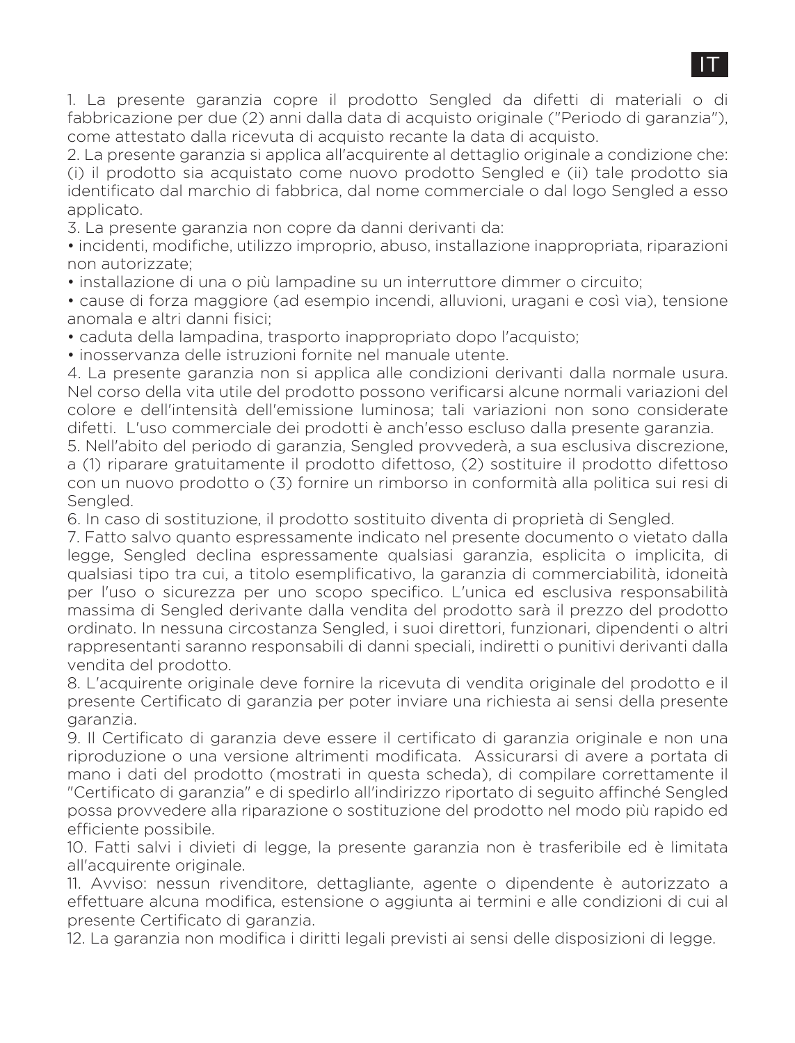IT

1. La presente garanzia copre il prodotto Sengled da difetti di materiali o di fabbricazione per due (2) anni dalla data di acquisto originale ("Periodo di garanzia"), come attestato dalla ricevuta di acquisto recante la data di acquisto.
2. La presente garanzia si applica all'acquirente al dettaglio originale a condizione che: (i) il prodotto sia acquistato come nuovo prodotto Sengled e (ii) tale prodotto sia identificato dal marchio di fabbrica, dal nome commerciale o dal logo Sengled a esso applicato.
3. La presente garanzia non copre da danni derivanti da:
• incidenti, modifiche, utilizzo improprio, abuso, installazione inappropriata, riparazioni non autorizzate;
• installazione di una o più lampadine su un interruttore dimmer o circuito;
• cause di forza maggiore (ad esempio incendi, alluvioni, uragani e così via), tensione anomala e altri danni fisici;
• caduta della lampadina, trasporto inappropriato dopo l'acquisto;
• inosservanza delle istruzioni fornite nel manuale utente.
4. La presente garanzia non si applica alle condizioni derivanti dalla normale usura. Nel corso della vita utile del prodotto possono verificarsi alcune normali variazioni del colore e dell'intensità dell'emissione luminosa; tali variazioni non sono considerate difetti. L'uso commerciale dei prodotti è anch'esso escluso dalla presente garanzia.
5. Nell'abito del periodo di garanzia, Sengled provvederà, a sua esclusiva discrezione, a (1) riparare gratuitamente il prodotto difettoso, (2) sostituire il prodotto difettoso con un nuovo prodotto o (3) fornire un rimborso in conformità alla politica sui resi di Sengled.
6. In caso di sostituzione, il prodotto sostituito diventa di proprietà di Sengled.
7. Fatto salvo quanto espressamente indicato nel presente documento o vietato dalla legge, Sengled declina espressamente qualsiasi garanzia, esplicita o implicita, di qualsiasi tipo tra cui, a titolo esemplificativo, la garanzia di commerciabilità, idoneità per l'uso o sicurezza per uno scopo specifico. L'unica ed esclusiva responsabilità massima di Sengled derivante dalla vendita del prodotto sarà il prezzo del prodotto ordinato. In nessuna circostanza Sengled, i suoi direttori, funzionari, dipendenti o altri rappresentanti saranno responsabili di danni speciali, indiretti o punitivi derivanti dalla vendita del prodotto.
8. L'acquirente originale deve fornire la ricevuta di vendita originale del prodotto e il presente Certificato di garanzia per poter inviare una richiesta ai sensi della presente garanzia.
9. Il Certificato di garanzia deve essere il certificato di garanzia originale e non una riproduzione o una versione altrimenti modificata. Assicurarsi di avere a portata di mano i dati del prodotto (mostrati in questa scheda), di compilare correttamente il "Certificato di garanzia" e di spedirlo all'indirizzo riportato di seguito affinché Sengled possa provvedere alla riparazione o sostituzione del prodotto nel modo più rapido ed efficiente possibile.
10. Fatti salvi i divieti di legge, la presente garanzia non è trasferibile ed è limitata all'acquirente originale.
11. Avviso: nessun rivenditore, dettagliante, agente o dipendente è autorizzato a effettuare alcuna modifica, estensione o aggiunta ai termini e alle condizioni di cui al presente Certificato di garanzia.
12. La garanzia non modifica i diritti legali previsti ai sensi delle disposizioni di legge.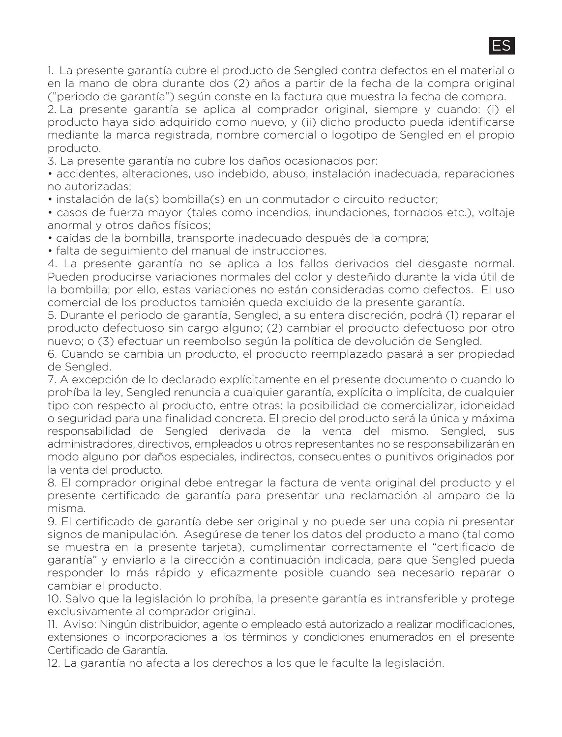ES

1. La presente garantía cubre el producto de Sengled contra defectos en el material o en la mano de obra durante dos (2) años a partir de la fecha de la compra original ("periodo de garantía") según conste en la factura que muestra la fecha de compra.

2. La presente garantía se aplica al comprador original, siempre y cuando: (i) el producto haya sido adquirido como nuevo, y (ii) dicho producto pueda identificarse mediante la marca registrada, nombre comercial o logotipo de Sengled en el propio producto.

3. La presente garantía no cubre los daños ocasionados por:

- accidentes, alteraciones, uso indebido, abuso, instalación inadecuada, reparaciones no autorizadas;
- instalación de la(s) bombilla(s) en un conmutador o circuito reductor;
- casos de fuerza mayor (tales como incendios, inundaciones, tornados etc.), voltaje anormal y otros daños físicos;
- caídas de la bombilla, transporte inadecuado después de la compra;
- falta de seguimiento del manual de instrucciones.

4. La presente garantía no se aplica a los fallos derivados del desgaste normal. Pueden producirse variaciones normales del color y desteñido durante la vida útil de la bombilla; por ello, estas variaciones no están consideradas como defectos. El uso comercial de los productos también queda excluido de la presente garantía.

5. Durante el periodo de garantía, Sengled, a su entera discreción, podrá (1) reparar el producto defectuoso sin cargo alguno; (2) cambiar el producto defectuoso por otro nuevo; o (3) efectuar un reembolso según la política de devolución de Sengled.

6. Cuando se cambia un producto, el producto reemplazado pasará a ser propiedad de Sengled.

7. A excepción de lo declarado explícitamente en el presente documento o cuando lo prohíba la ley, Sengled renuncia a cualquier garantía, explícita o implícita, de cualquier tipo con respecto al producto, entre otras: la posibilidad de comercializar, idoneidad o seguridad para una finalidad concreta. El precio del producto será la única y máxima responsabilidad de Sengled derivada de la venta del mismo. Sengled, sus administradores, directivos, empleados u otros representantes no se responsabilizarán en modo alguno por daños especiales, indirectos, consecuentes o punitivos originados por la venta del producto.

8. El comprador original debe entregar la factura de venta original del producto y el presente certificado de garantía para presentar una reclamación al amparo de la misma.

9. El certificado de garantía debe ser original y no puede ser una copia ni presentar signos de manipulación. Asegúrese de tener los datos del producto a mano (tal como se muestra en la presente tarjeta), cumplimentar correctamente el "certificado de garantía" y enviarlo a la dirección a continuación indicada, para que Sengled pueda responder lo más rápido y eficazmente posible cuando sea necesario reparar o cambiar el producto.

10. Salvo que la legislación lo prohíba, la presente garantía es intransferible y protege exclusivamente al comprador original.

11. Aviso: Ningún distribuidor, agente o empleado está autorizado a realizar modificaciones, extensiones o incorporaciones a los términos y condiciones enumerados en el presente Certificado de Garantía.

12. La garantía no afecta a los derechos a los que le faculte la legislación.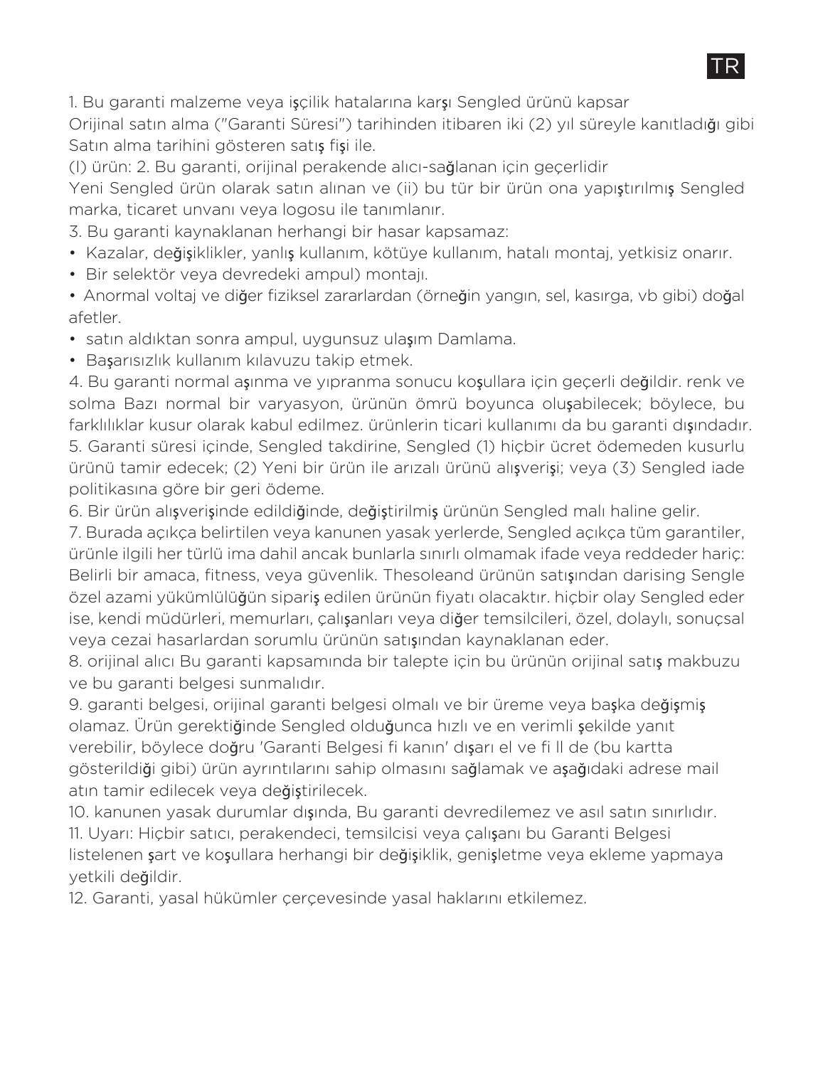TR

1. Bu garanti malzeme veya işçilik hatalarına karşı Sengled ürünü kapsar
Orijinal satın alma ("Garanti Süresi") tarihinden itibaren iki (2) yıl süreyle kanıtladığı gibi Satın alma tarihini gösteren satış fişi ile.
(I) ürün: 2. Bu garanti, orijinal perakende alıcı-sağlanan için geçerlidir
Yeni Sengled ürün olarak satın alınan ve (ii) bu tür bir ürün ona yapıştırılmış Sengled marka, ticaret unvanı veya logosu ile tanımlanır.
3. Bu garanti kaynaklanan herhangi bir hasar kapsamaz:

- Kazalar, değişiklikler, yanlış kullanım, kötüye kullanım, hatalı montaj, yetkisiz onarır.
- Bir selektör veya devredeki ampul) montajı.
- Anormal voltaj ve diğer fiziksel zararlardan (örneğin yangın, sel, kasırga, vb gibi) doğal afetler.
- satın aldıktan sonra ampul, uygunsuz ulaşım Damlama.
- Başarısızlık kullanım kılavuzu takip etmek.

4. Bu garanti normal aşınma ve yıpranma sonucu koşullara için geçerli değildir. renk ve solma Bazı normal bir varyasyon, ürünün ömrü boyunca oluşabilecek; böylece, bu farklılıklar kusur olarak kabul edilmez. ürünlerin ticari kullanımı da bu garanti dışındadır.
5. Garanti süresi içinde, Sengled takdirine, Sengled (1) hiçbir ücret ödemeden kusurlu ürünü tamir edecek; (2) Yeni bir ürün ile arızalı ürünü alışverişi; veya (3) Sengled iade politikasına göre bir geri ödeme.
6. Bir ürün alışverişinde edildiğinde, değiştirilmiş ürünün Sengled malı haline gelir.
7. Burada açıkça belirtilen veya kanunen yasak yerlerde, Sengled açıkça tüm garantiler, ürünle ilgili her türlü ima dahil ancak bunlarla sınırlı olmamak ifade veya reddeder hariç: Belirli bir amaca, fitness, veya güvenlik. Thesoleand ürünün satışından darising Sengle özel azami yükümlülüğün sipariş edilen ürünün fiyatı olacaktır. hiçbir olay Sengled eder ise, kendi müdürleri, memurları, çalışanları veya diğer temsilcileri, özel, dolaylı, sonuçsal veya cezai hasarlardan sorumlu ürünün satışından kaynaklanan eder.
8. orijinal alıcı Bu garanti kapsamında bir talepte için bu ürünün orijinal satış makbuzu ve bu garanti belgesi sunmalıdır.
9. garanti belgesi, orijinal garanti belgesi olmalı ve bir üreme veya başka değişmiş olamaz. Ürün gerektiğinde Sengled olduğunca hızlı ve en verimli şekilde yanıt verebilir, böylece doğru 'Garanti Belgesi fi kanın' dışarı el ve fi ll de (bu kartta gösterildiği gibi) ürün ayrıntılarını sahip olmasını sağlamak ve aşağıdaki adrese mail atın tamir edilecek veya değiştirilecek.
10. kanunen yasak durumlar dışında, Bu garanti devredilemez ve asıl satın sınırlıdır.
11. Uyarı: Hiçbir satıcı, perakendeci, temsilcisi veya çalışanı bu Garanti Belgesi listelenen şart ve koşullara herhangi bir değişiklik, genişletme veya ekleme yapmaya yetkili değildir.
12. Garanti, yasal hükümler çerçevesinde yasal haklarını etkilemez.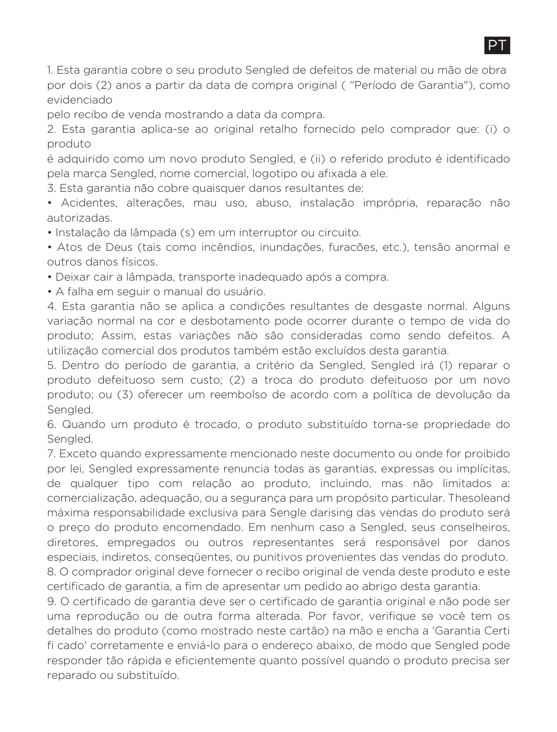PT

1. Esta garantia cobre o seu produto Sengled de defeitos de material ou mão de obra por dois (2) anos a partir da data de compra original ( "Período de Garantia"), como evidenciado
pelo recibo de venda mostrando a data da compra.
2. Esta garantia aplica-se ao original retalho fornecido pelo comprador que: (i) o produto
é adquirido como um novo produto Sengled, e (ii) o referido produto é identificado pela marca Sengled, nome comercial, logotipo ou afixada a ele.
3. Esta garantia não cobre quaisquer danos resultantes de:

- Acidentes, alterações, mau uso, abuso, instalação imprópria, reparação não autorizadas.
- Instalação da lâmpada (s) em um interruptor ou circuito.
- Atos de Deus (tais como incêndios, inundações, furacões, etc.), tensão anormal e outros danos físicos.
- Deixar cair a lâmpada, transporte inadequado após a compra.
- A falha em seguir o manual do usuário.

4. Esta garantia não se aplica a condições resultantes de desgaste normal. Alguns variação normal na cor e desbotamento pode ocorrer durante o tempo de vida do produto; Assim, estas variações não são consideradas como sendo defeitos. A utilização comercial dos produtos também estão excluídos desta garantia.
5. Dentro do período de garantia, a critério da Sengled, Sengled irá (1) reparar o produto defeituoso sem custo; (2) a troca do produto defeituoso por um novo produto; ou (3) oferecer um reembolso de acordo com a política de devolução da Sengled.
6. Quando um produto é trocado, o produto substituído torna-se propriedade do Sengled.
7. Exceto quando expressamente mencionado neste documento ou onde for proibido por lei, Sengled expressamente renuncia todas as garantias, expressas ou implícitas, de qualquer tipo com relação ao produto, incluindo, mas não limitados a: comercialização, adequação, ou a segurança para um propósito particular. Thesoleand máxima responsabilidade exclusiva para Sengle darising das vendas do produto será o preço do produto encomendado. Em nenhum caso a Sengled, seus conselheiros, diretores, empregados ou outros representantes será responsável por danos especiais, indiretos, conseqüentes, ou punitivos provenientes das vendas do produto.
8. O comprador original deve fornecer o recibo original de venda deste produto e este certificado de garantia, a fim de apresentar um pedido ao abrigo desta garantia.
9. O certificado de garantia deve ser o certificado de garantia original e não pode ser uma reprodução ou de outra forma alterada. Por favor, verifique se você tem os detalhes do produto (como mostrado neste cartão) na mão e encha a 'Garantia Certi fi cado' corretamente e enviá-lo para o endereço abaixo, de modo que Sengled pode responder tão rápida e eficientemente quanto possível quando o produto precisa ser reparado ou substituído.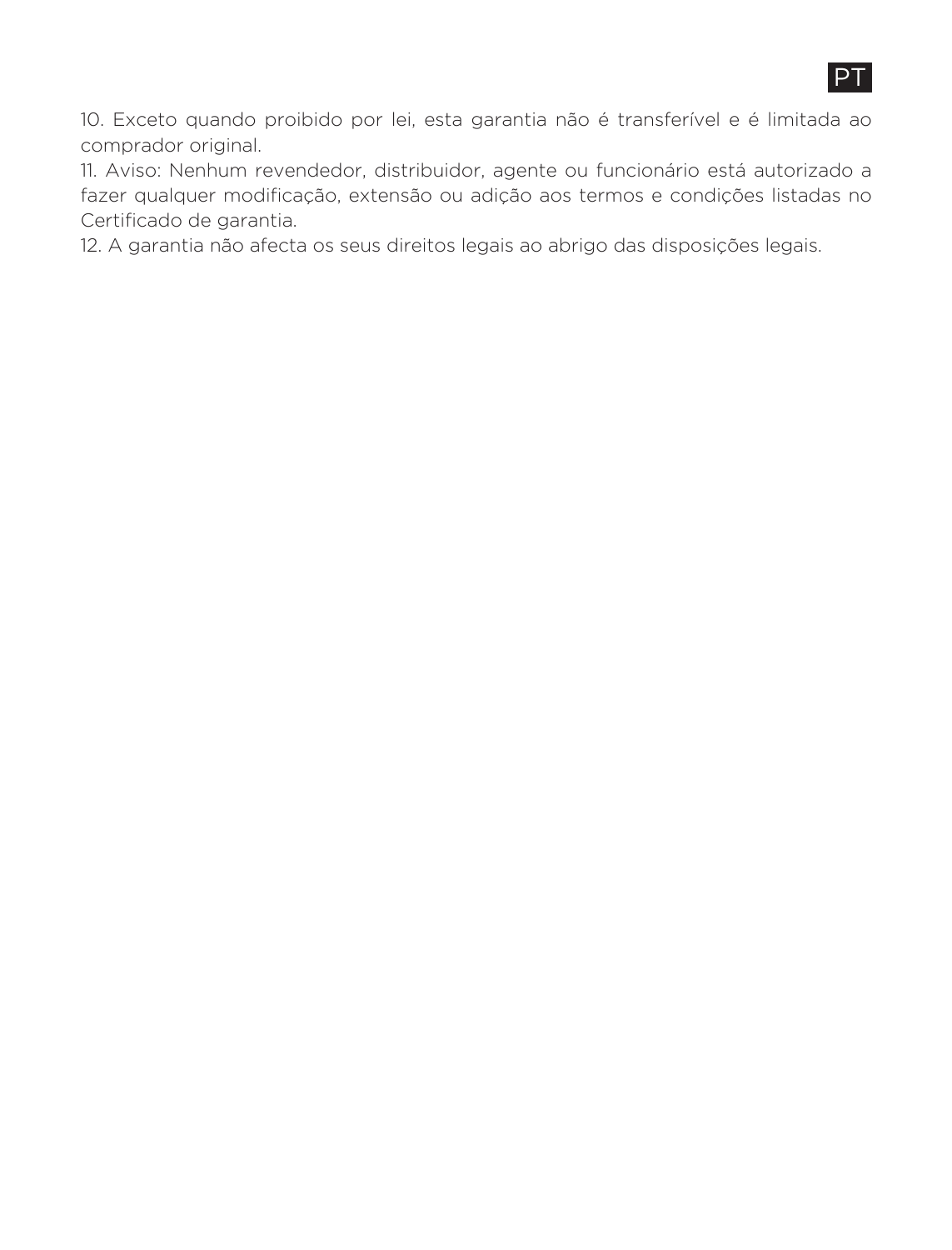10. Exceto quando proibido por lei, esta garantia não é transferível e é limitada ao comprador original.
11. Aviso: Nenhum revendedor, distribuidor, agente ou funcionário está autorizado a fazer qualquer modificação, extensão ou adição aos termos e condições listadas no Certificado de garantia.
12. A garantia não afecta os seus direitos legais ao abrigo das disposições legais.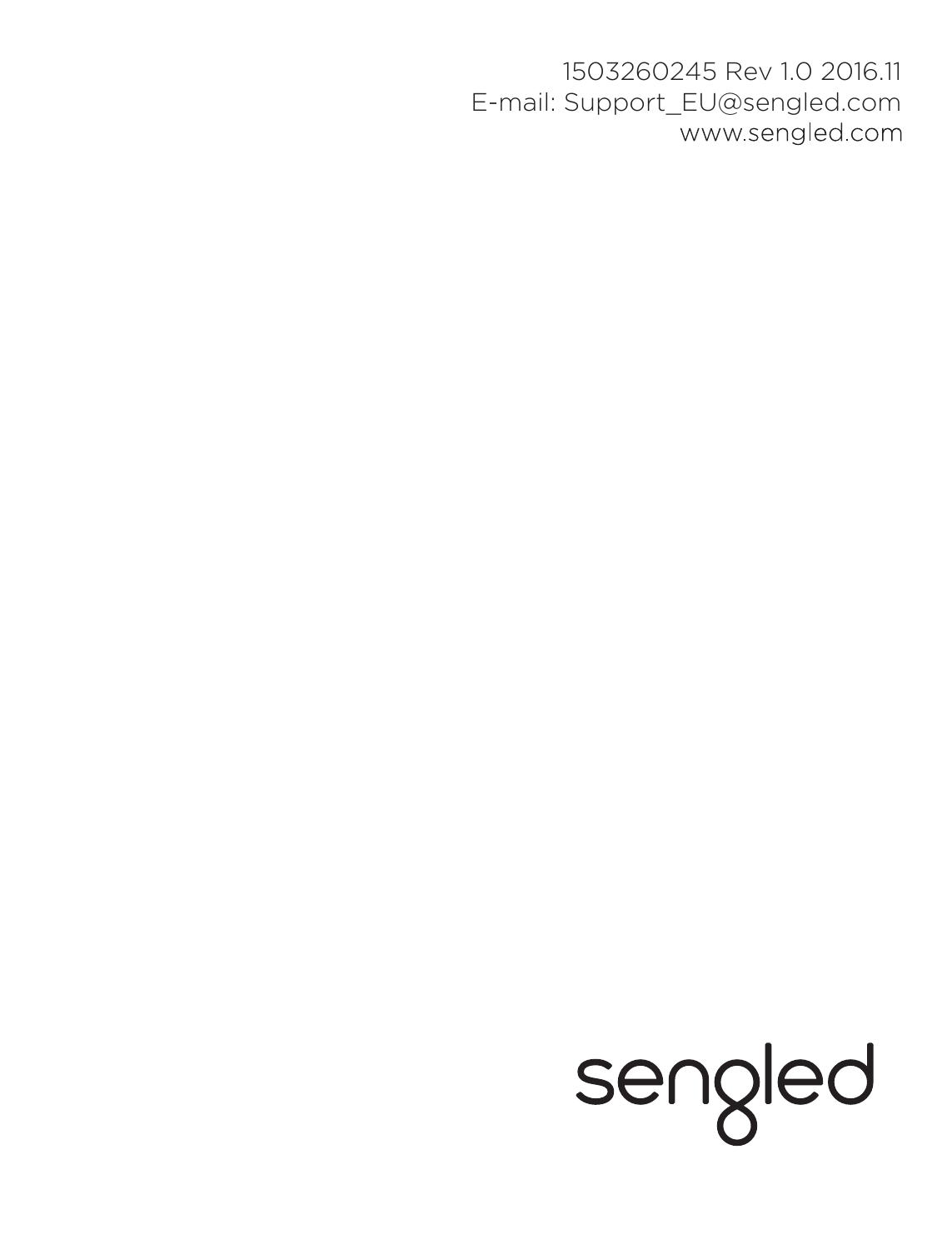1503260245 Rev 1.0 2016.11
E-mail: Support_EU@sengled.com
www.sengled.com

sengled